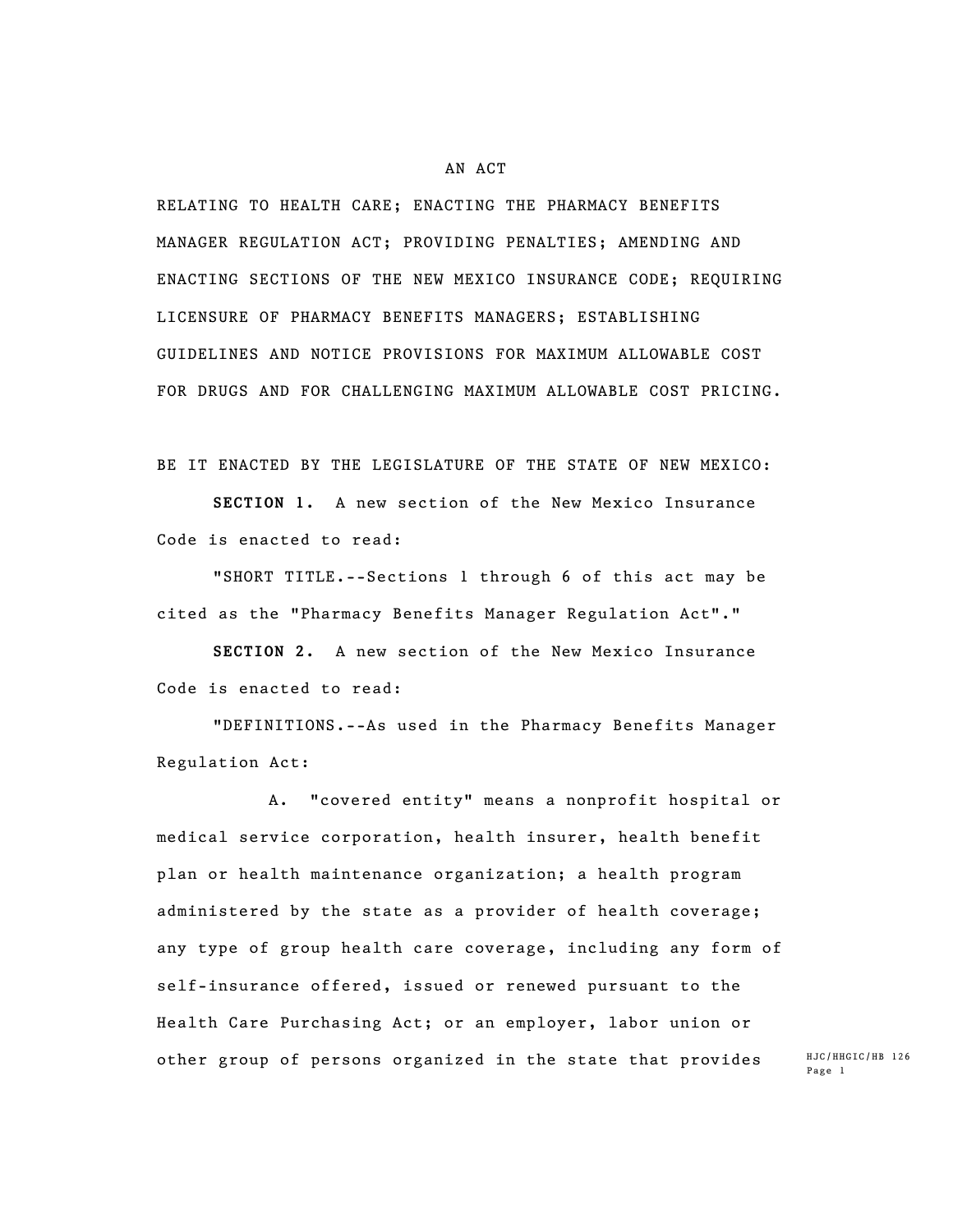AN ACT

RELATING TO HEALTH CARE; ENACTING THE PHARMACY BENEFITS MANAGER REGULATION ACT; PROVIDING PENALTIES; AMENDING AND ENACTING SECTIONS OF THE NEW MEXICO INSURANCE CODE; REQUIRING LICENSURE OF PHARMACY BENEFITS MANAGERS; ESTABLISHING GUIDELINES AND NOTICE PROVISIONS FOR MAXIMUM ALLOWABLE COST FOR DRUGS AND FOR CHALLENGING MAXIMUM ALLOWABLE COST PRICING.

BE IT ENACTED BY THE LEGISLATURE OF THE STATE OF NEW MEXICO:

**SECTION 1.** A new section of the New Mexico Insurance Code is enacted to read:

"SHORT TITLE.--Sections 1 through 6 of this act may be cited as the "Pharmacy Benefits Manager Regulation Act"."

**SECTION 2.** A new section of the New Mexico Insurance Code is enacted to read:

"DEFINITIONS.--As used in the Pharmacy Benefits Manager Regulation Act:

A. "covered entity" means a nonprofit hospital or medical service corporation, health insurer, health benefit plan or health maintenance organization; a health program administered by the state as a provider of health coverage; any type of group health care coverage, including any form of self-insurance offered, issued or renewed pursuant to the Health Care Purchasing Act; or an employer, labor union or other group of persons organized in the state that provides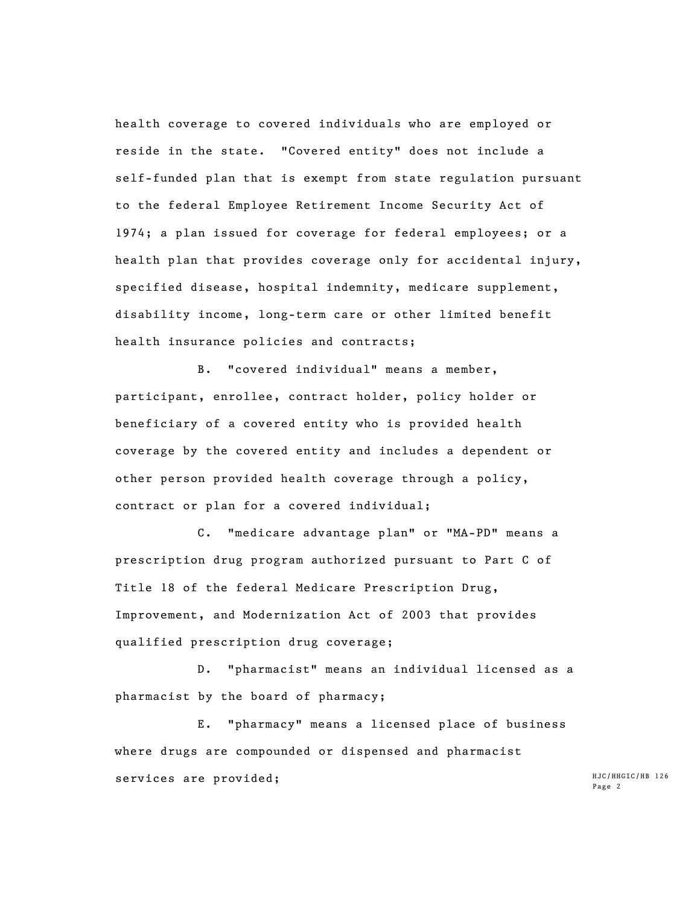health coverage to covered individuals who are employed or reside in the state. "Covered entity" does not include a self-funded plan that is exempt from state regulation pursuant to the federal Employee Retirement Income Security Act of 1974; a plan issued for coverage for federal employees; or a health plan that provides coverage only for accidental injury, specified disease, hospital indemnity, medicare supplement, disability income, long-term care or other limited benefit health insurance policies and contracts;

B. "covered individual" means a member, participant, enrollee, contract holder, policy holder or beneficiary of a covered entity who is provided health coverage by the covered entity and includes a dependent or other person provided health coverage through a policy, contract or plan for a covered individual;

C. "medicare advantage plan" or "MA-PD" means a prescription drug program authorized pursuant to Part C of Title 18 of the federal Medicare Prescription Drug, Improvement, and Modernization Act of 2003 that provides qualified prescription drug coverage;

D. "pharmacist" means an individual licensed as a pharmacist by the board of pharmacy;

E. "pharmacy" means a licensed place of business where drugs are compounded or dispensed and pharmacist services are provided;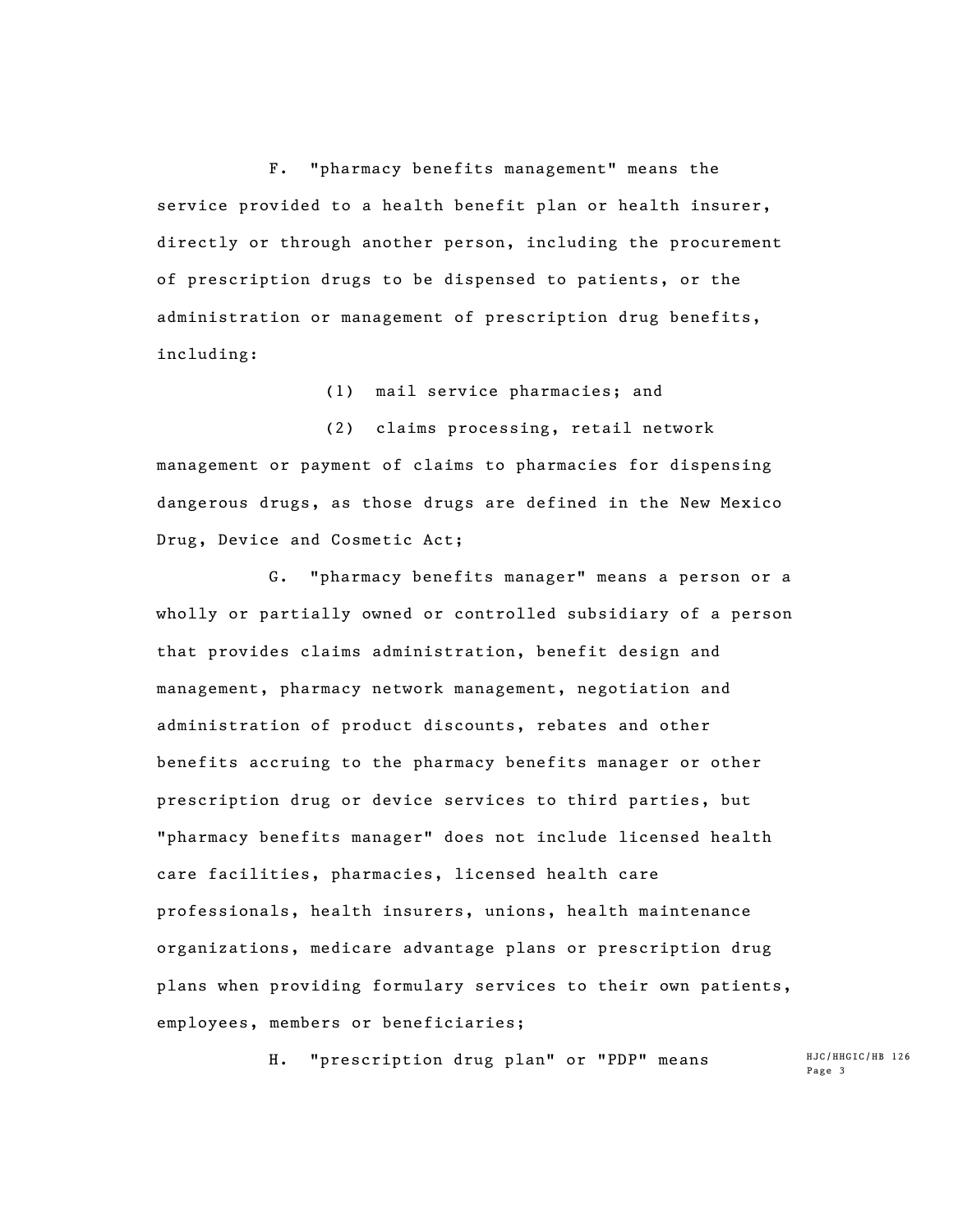F. "pharmacy benefits management" means the service provided to a health benefit plan or health insurer, directly or through another person, including the procurement of prescription drugs to be dispensed to patients, or the administration or management of prescription drug benefits, including:

(1) mail service pharmacies; and

(2) claims processing, retail network management or payment of claims to pharmacies for dispensing dangerous drugs, as those drugs are defined in the New Mexico Drug, Device and Cosmetic Act;

G. "pharmacy benefits manager" means a person or a wholly or partially owned or controlled subsidiary of a person that provides claims administration, benefit design and management, pharmacy network management, negotiation and administration of product discounts, rebates and other benefits accruing to the pharmacy benefits manager or other prescription drug or device services to third parties, but "pharmacy benefits manager" does not include licensed health care facilities, pharmacies, licensed health care professionals, health insurers, unions, health maintenance organizations, medicare advantage plans or prescription drug plans when providing formulary services to their own patients, employees, members or beneficiaries;

H. "prescription drug plan" or "PDP" means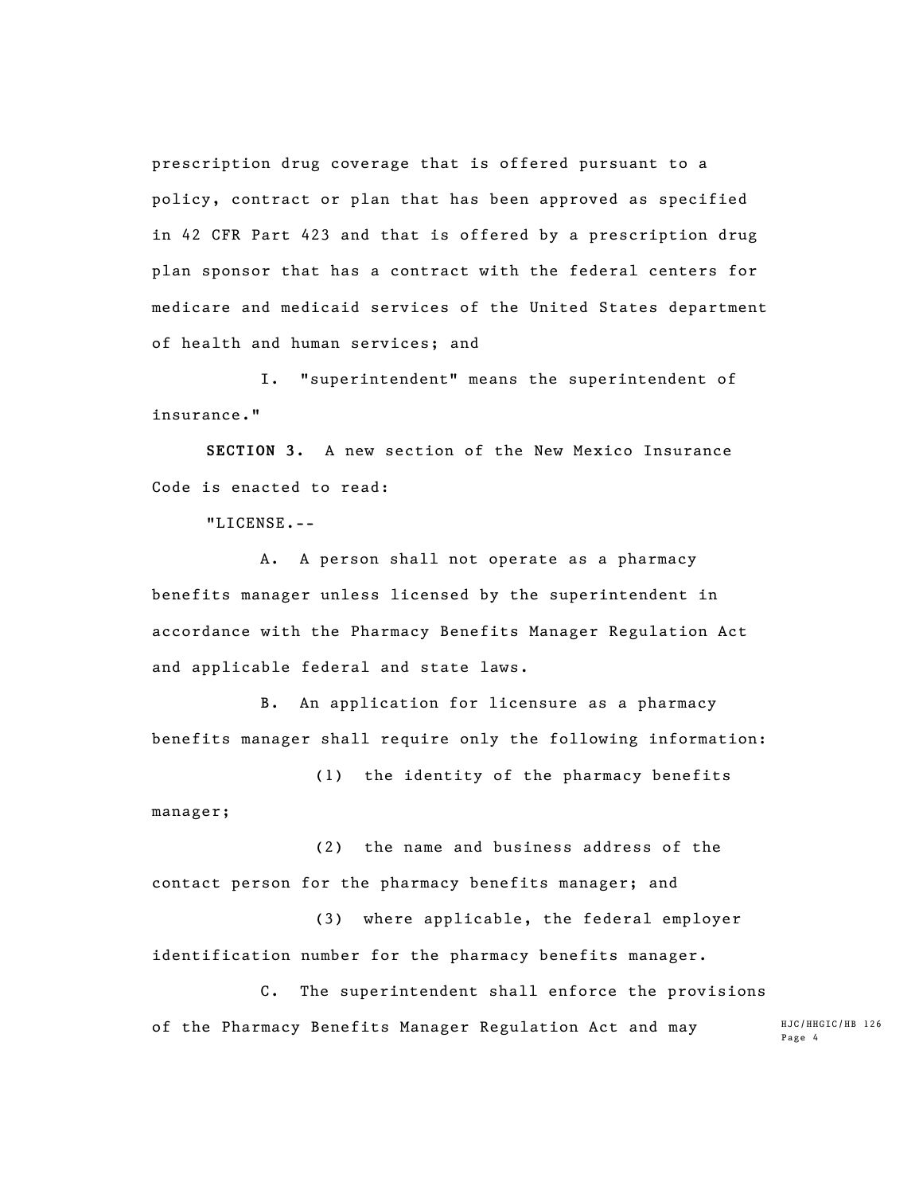prescription drug coverage that is offered pursuant to a policy, contract or plan that has been approved as specified in 42 CFR Part 423 and that is offered by a prescription drug plan sponsor that has a contract with the federal centers for medicare and medicaid services of the United States department of health and human services; and

I. "superintendent" means the superintendent of insurance."

**SECTION 3.** A new section of the New Mexico Insurance Code is enacted to read:

"LICENSE.--

A. A person shall not operate as a pharmacy benefits manager unless licensed by the superintendent in accordance with the Pharmacy Benefits Manager Regulation Act and applicable federal and state laws.

B. An application for licensure as a pharmacy benefits manager shall require only the following information:

(1) the identity of the pharmacy benefits manager;

(2) the name and business address of the contact person for the pharmacy benefits manager; and

(3) where applicable, the federal employer identification number for the pharmacy benefits manager.

C. The superintendent shall enforce the provisions of the Pharmacy Benefits Manager Regulation Act and may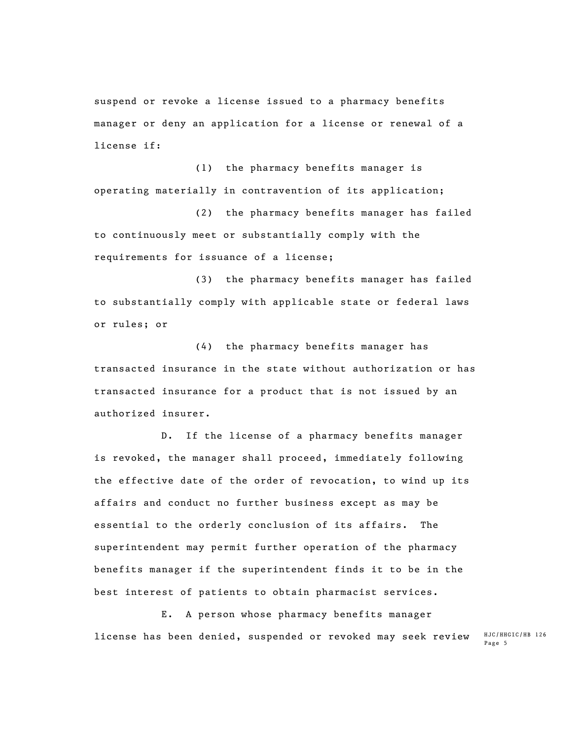suspend or revoke a license issued to a pharmacy benefits manager or deny an application for a license or renewal of a license if:

(1) the pharmacy benefits manager is operating materially in contravention of its application;

(2) the pharmacy benefits manager has failed to continuously meet or substantially comply with the requirements for issuance of a license;

(3) the pharmacy benefits manager has failed to substantially comply with applicable state or federal laws or rules; or

(4) the pharmacy benefits manager has transacted insurance in the state without authorization or has transacted insurance for a product that is not issued by an authorized insurer.

D. If the license of a pharmacy benefits manager is revoked, the manager shall proceed, immediately following the effective date of the order of revocation, to wind up its affairs and conduct no further business except as may be essential to the orderly conclusion of its affairs. The superintendent may permit further operation of the pharmacy benefits manager if the superintendent finds it to be in the best interest of patients to obtain pharmacist services.

E. A person whose pharmacy benefits manager license has been denied, suspended or revoked may seek review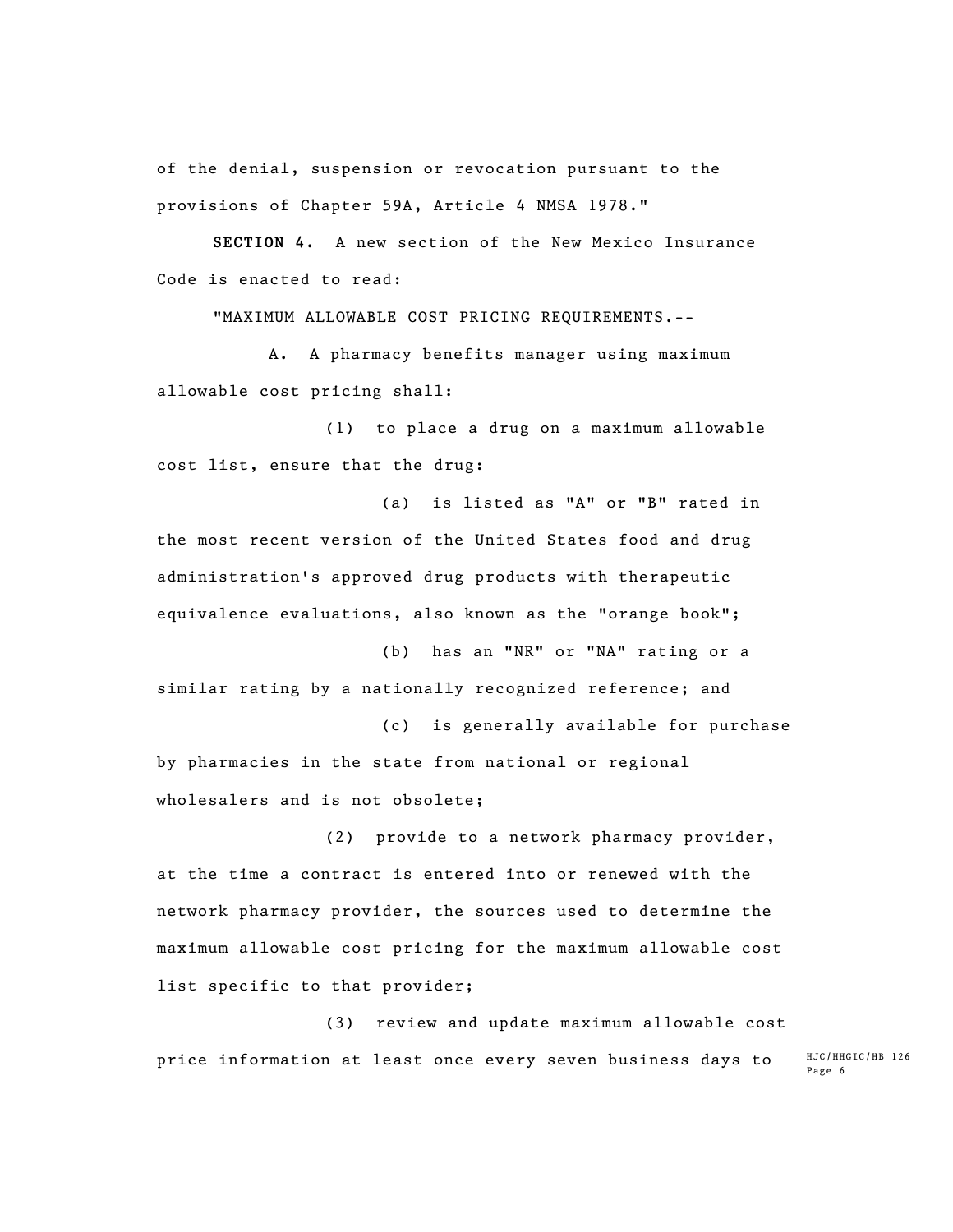of the denial, suspension or revocation pursuant to the provisions of Chapter 59A, Article 4 NMSA 1978."

**SECTION 4.** A new section of the New Mexico Insurance Code is enacted to read:

"MAXIMUM ALLOWABLE COST PRICING REQUIREMENTS.--

A. A pharmacy benefits manager using maximum allowable cost pricing shall:

(1) to place a drug on a maximum allowable cost list, ensure that the drug:

(a) is listed as "A" or "B" rated in the most recent version of the United States food and drug administration's approved drug products with therapeutic equivalence evaluations, also known as the "orange book";

(b) has an "NR" or "NA" rating or a similar rating by a nationally recognized reference; and

(c) is generally available for purchase by pharmacies in the state from national or regional wholesalers and is not obsolete;

(2) provide to a network pharmacy provider, at the time a contract is entered into or renewed with the network pharmacy provider, the sources used to determine the maximum allowable cost pricing for the maximum allowable cost list specific to that provider;

(3) review and update maximum allowable cost price information at least once every seven business days to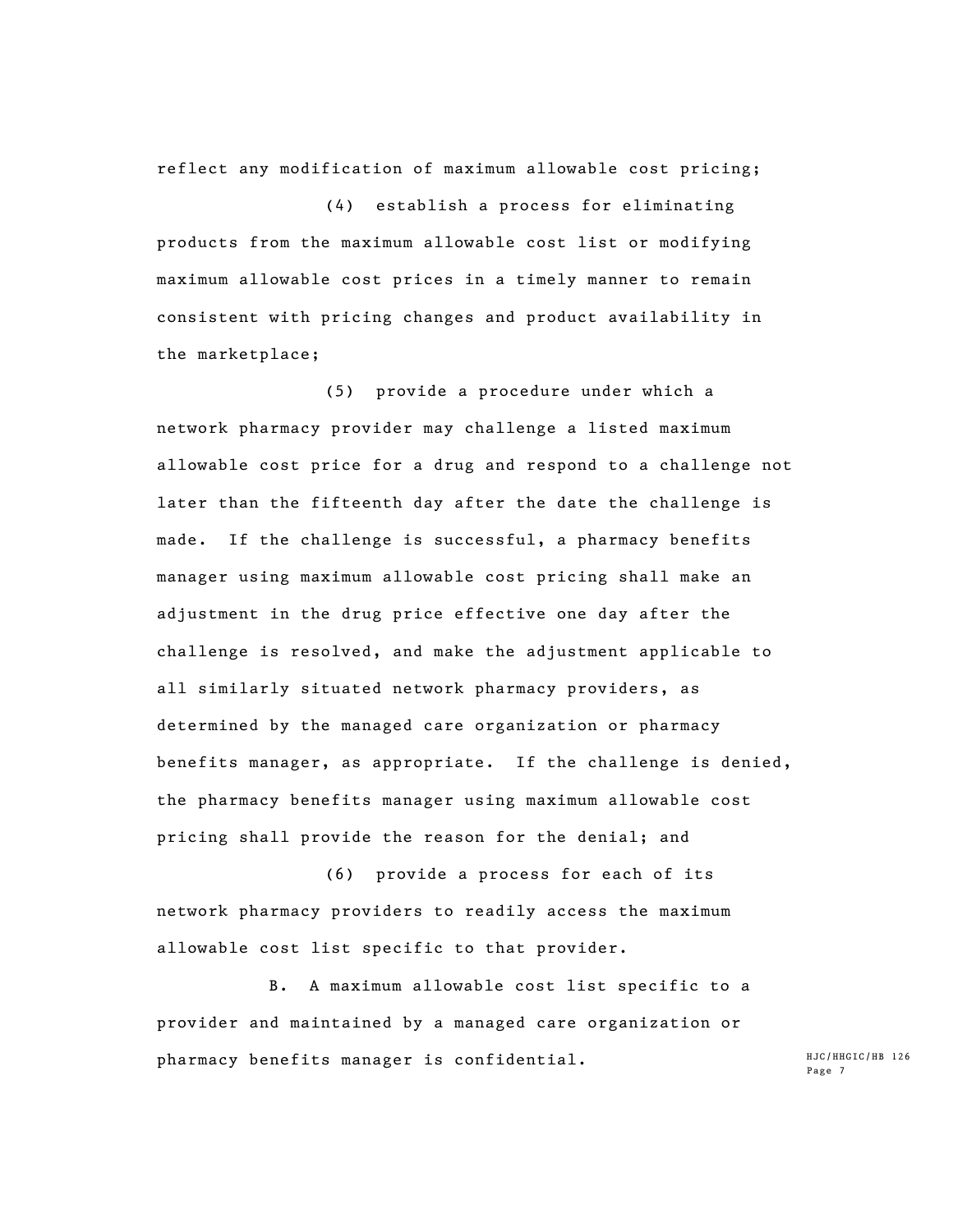reflect any modification of maximum allowable cost pricing;

(4) establish a process for eliminating products from the maximum allowable cost list or modifying maximum allowable cost prices in a timely manner to remain consistent with pricing changes and product availability in the marketplace;

(5) provide a procedure under which a network pharmacy provider may challenge a listed maximum allowable cost price for a drug and respond to a challenge not later than the fifteenth day after the date the challenge is made. If the challenge is successful, a pharmacy benefits manager using maximum allowable cost pricing shall make an adjustment in the drug price effective one day after the challenge is resolved, and make the adjustment applicable to all similarly situated network pharmacy providers, as determined by the managed care organization or pharmacy benefits manager, as appropriate. If the challenge is denied, the pharmacy benefits manager using maximum allowable cost pricing shall provide the reason for the denial; and

(6) provide a process for each of its network pharmacy providers to readily access the maximum allowable cost list specific to that provider.

B. A maximum allowable cost list specific to a provider and maintained by a managed care organization or pharmacy benefits manager is confidential.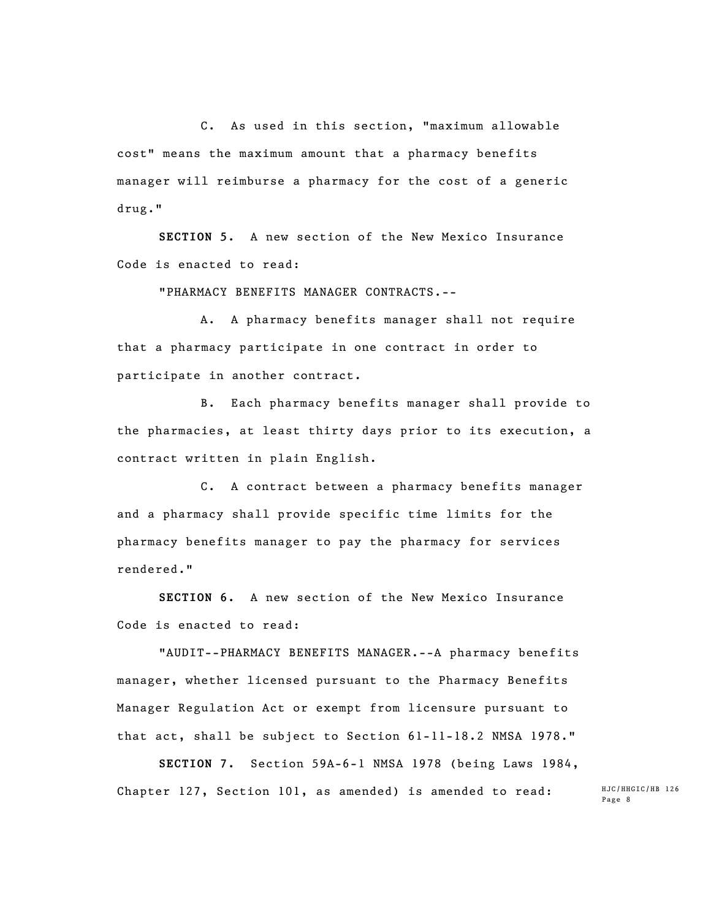C. As used in this section, "maximum allowable cost" means the maximum amount that a pharmacy benefits manager will reimburse a pharmacy for the cost of a generic drug."

**SECTION 5.** A new section of the New Mexico Insurance Code is enacted to read:

"PHARMACY BENEFITS MANAGER CONTRACTS.--

A. A pharmacy benefits manager shall not require that a pharmacy participate in one contract in order to participate in another contract.

B. Each pharmacy benefits manager shall provide to the pharmacies, at least thirty days prior to its execution, a contract written in plain English.

C. A contract between a pharmacy benefits manager and a pharmacy shall provide specific time limits for the pharmacy benefits manager to pay the pharmacy for services rendered."

**SECTION 6.** A new section of the New Mexico Insurance Code is enacted to read:

"AUDIT--PHARMACY BENEFITS MANAGER.--A pharmacy benefits manager, whether licensed pursuant to the Pharmacy Benefits Manager Regulation Act or exempt from licensure pursuant to that act, shall be subject to Section 61-11-18.2 NMSA 1978."

**SECTION 7.** Section 59A-6-1 NMSA 1978 (being Laws 1984, Chapter 127, Section 101, as amended) is amended to read: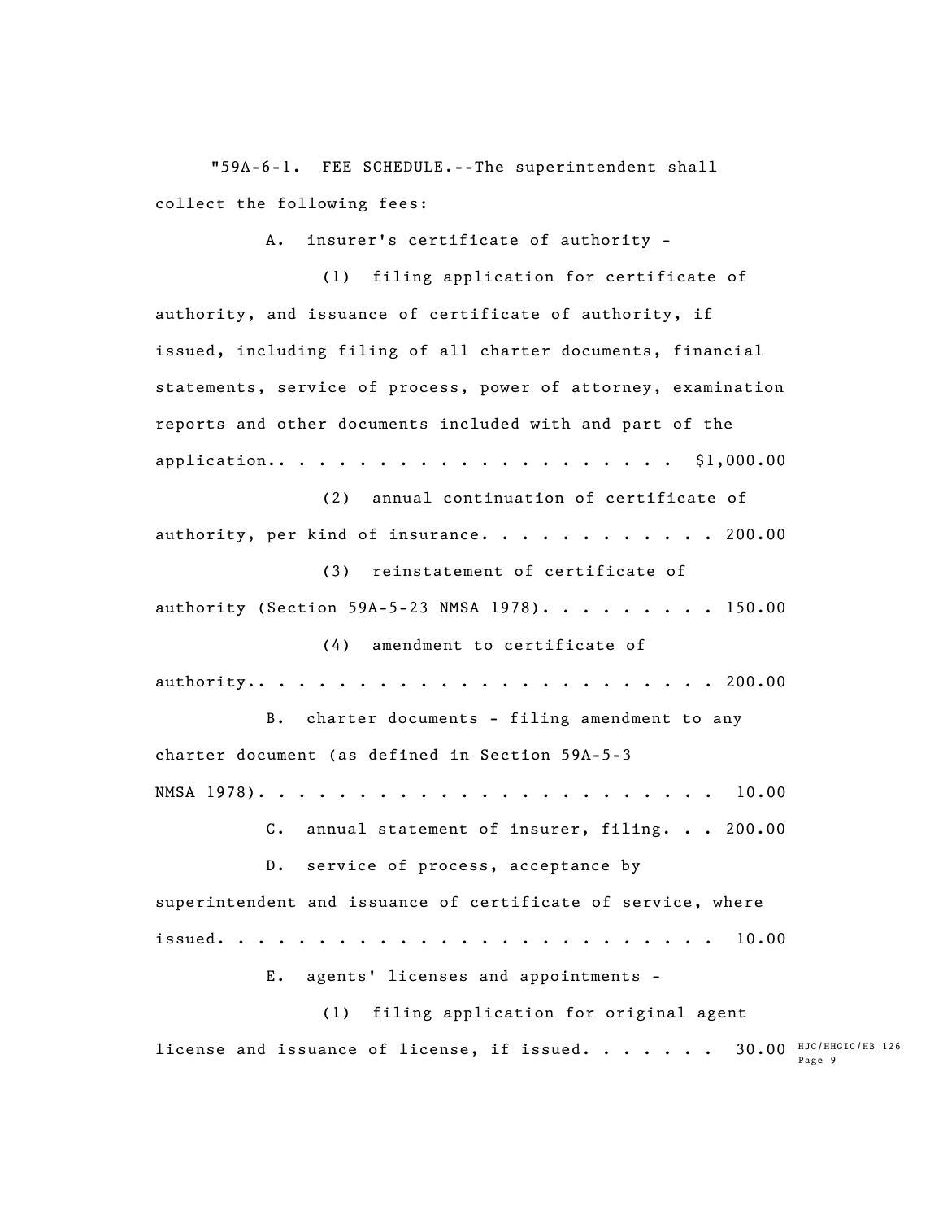"59A-6-1. FEE SCHEDULE.--The superintendent shall collect the following fees:

A. insurer's certificate of authority -

(1) filing application for certificate of authority, and issuance of certificate of authority, if issued, including filing of all charter documents, financial statements, service of process, power of attorney, examination reports and other documents included with and part of the application. . . . . . . . . . . . . . . . . . . . . $1,000.00

(2) annual continuation of certificate of authority, per kind of insurance. . . . . . . . . . . . 200.00

(3) reinstatement of certificate of authority (Section 59A-5-23 NMSA 1978). . . . . . . . . 150.00

(4) amendment to certificate of authority. . . . . . . . . . . . . . . . . . . . . . . . . 200.00

B. charter documents - filing amendment to any charter document (as defined in Section 59A-5-3 NMSA 1978). . . . . . . . . . . . . . . . . . . . . . . . 10.00

C. annual statement of insurer, filing. . . 200.00

D. service of process, acceptance by superintendent and issuance of certificate of service, where issued. . . . . . . . . . . . . . . . . . . . . . . . . . 10.00

E. agents' licenses and appointments -

(1) filing application for original agent license and issuance of license, if issued. . . . . . . 30.00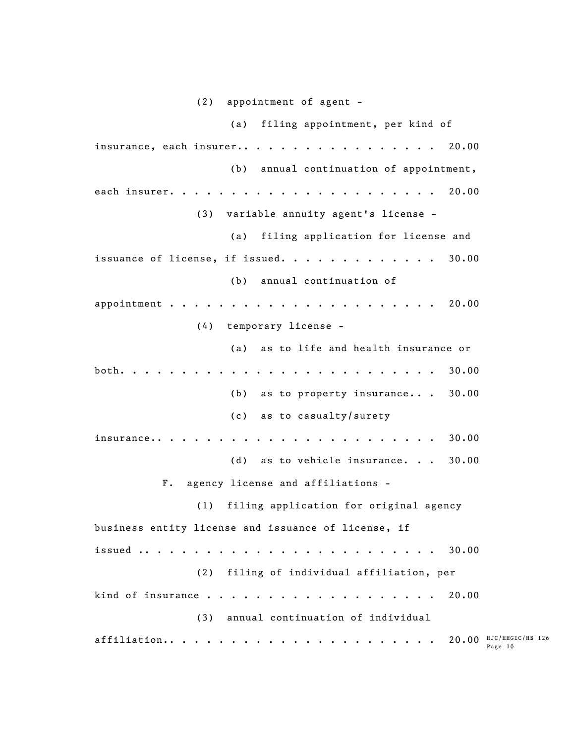(2) appointment of agent -

(a) filing appointment, per kind of insurance, each insurer.. . . . . . . . . . . . . . . . 20.00

(b) annual continuation of appointment, each insurer. . . . . . . . . . . . . . . . . . . . . 20.00

(3) variable annuity agent's license -

(a) filing application for license and issuance of license, if issued. . . . . . . . . . . . 30.00

(b) annual continuation of appointment . . . . . . . . . . . . . . . . . . . . . 20.00

(4) temporary license -

(a) as to life and health insurance or both. . . . . . . . . . . . . . . . . . . . . . . . 30.00

(b) as to property insurance.. . 30.00

(c) as to casualty/surety insurance.. . . . . . . . . . . . . . . . . . . . . 30.00

(d) as to vehicle insurance. . . 30.00

F. agency license and affiliations -

(1) filing application for original agency business entity license and issuance of license, if issued .. . . . . . . . . . . . . . . . . . . . . . . 30.00

(2) filing of individual affiliation, per kind of insurance . . . . . . . . . . . . . . . . . . 20.00

(3) annual continuation of individual affiliation.. . . . . . . . . . . . . . . . . . . . . 20.00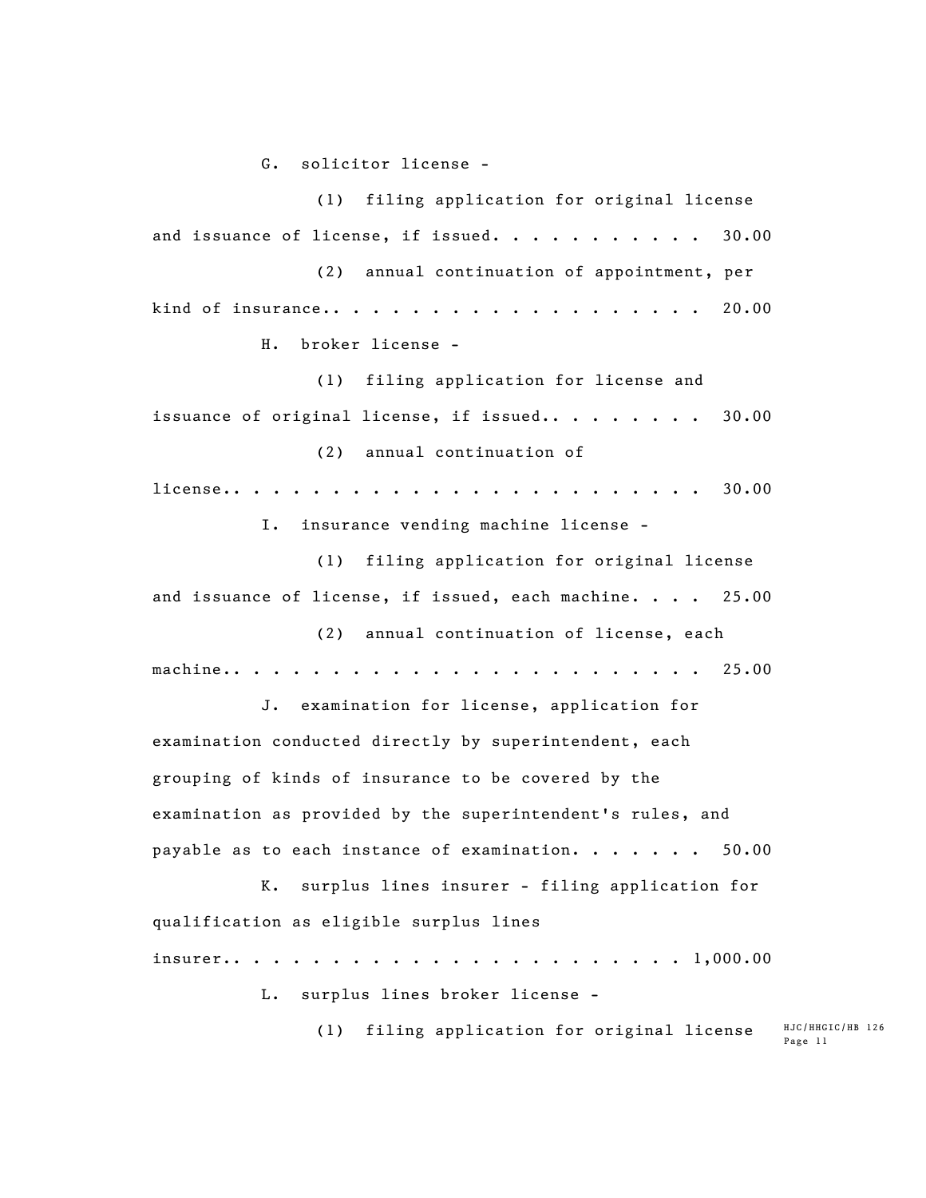G. solicitor license -

(1) filing application for original license and issuance of license, if issued. . . . . . . . . . . 30.00

(2) annual continuation of appointment, per kind of insurance.. . . . . . . . . . . . . . . . . . . 20.00

H. broker license -

(1) filing application for license and issuance of original license, if issued.. . . . . . . . 30.00

(2) annual continuation of license.. . . . . . . . . . . . . . . . . . . . . . . 30.00

I. insurance vending machine license -

(1) filing application for original license and issuance of license, if issued, each machine. . . . 25.00

(2) annual continuation of license, each machine.. . . . . . . . . . . . . . . . . . . . . . . 25.00

J. examination for license, application for examination conducted directly by superintendent, each grouping of kinds of insurance to be covered by the examination as provided by the superintendent's rules, and payable as to each instance of examination. . . . . . . 50.00

K. surplus lines insurer - filing application for qualification as eligible surplus lines insurer.. . . . . . . . . . . . . . . . . . . . . . . 1,000.00

L. surplus lines broker license -

(1) filing application for original license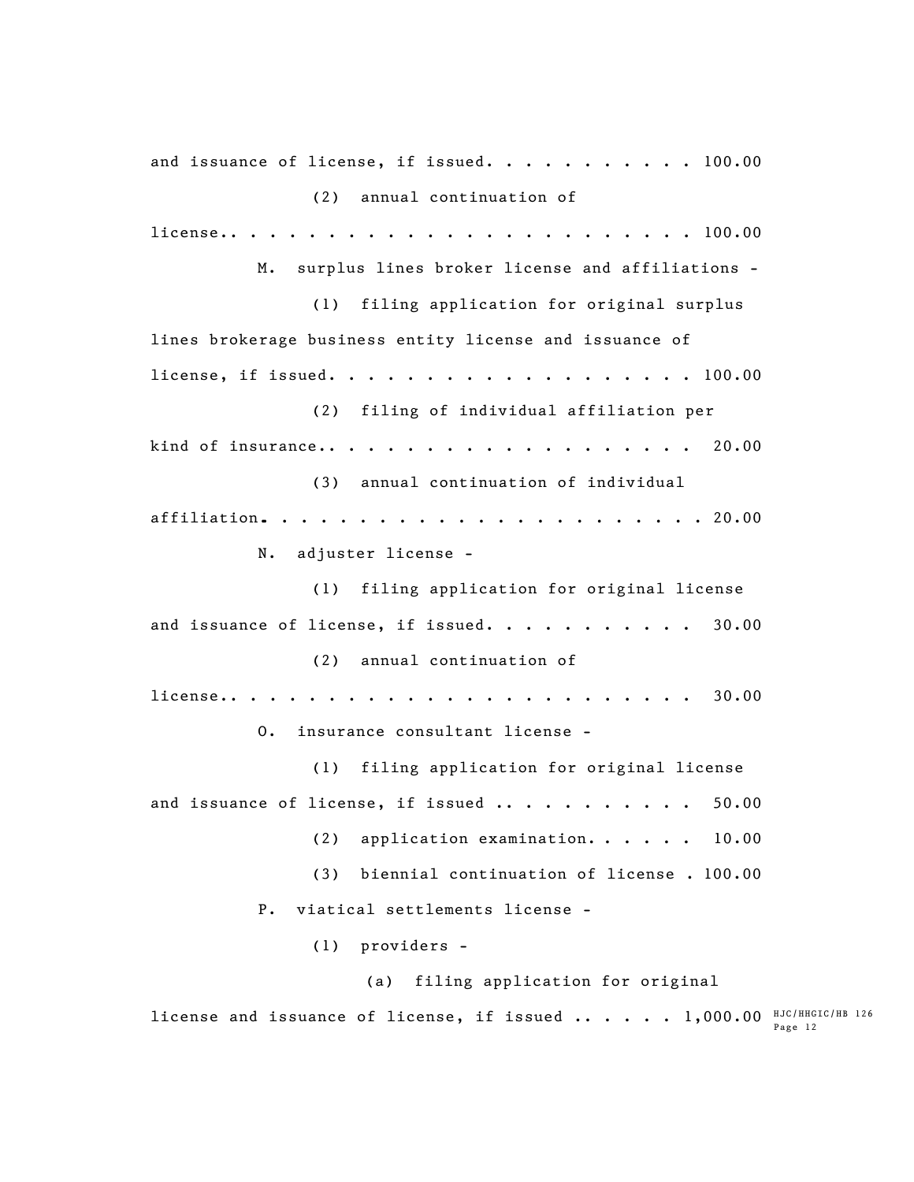and issuance of license, if issued. . . . . . . . . . . 100.00

(2) annual continuation of license.. . . . . . . . . . . . . . . . . . . . . . . . 100.00

M. surplus lines broker license and affiliations -

(1) filing application for original surplus lines brokerage business entity license and issuance of license, if issued. . . . . . . . . . . . . . . . . . . 100.00

(2) filing of individual affiliation per kind of insurance.. . . . . . . . . . . . . . . . . . . 20.00

(3) annual continuation of individual affiliation. . . . . . . . . . . . . . . . . . . . . . . 20.00

N. adjuster license -

(1) filing application for original license and issuance of license, if issued. . . . . . . . . . . 30.00

(2) annual continuation of license.. . . . . . . . . . . . . . . . . . . . . . . . 30.00

O. insurance consultant license -

(1) filing application for original license and issuance of license, if issued .. . . . . . . . . . 50.00

(2) application examination. . . . . . 10.00

(3) biennial continuation of license . 100.00

P. viatical settlements license -

(1) providers -

(a) filing application for original license and issuance of license, if issued .. . . . . . 1,000.00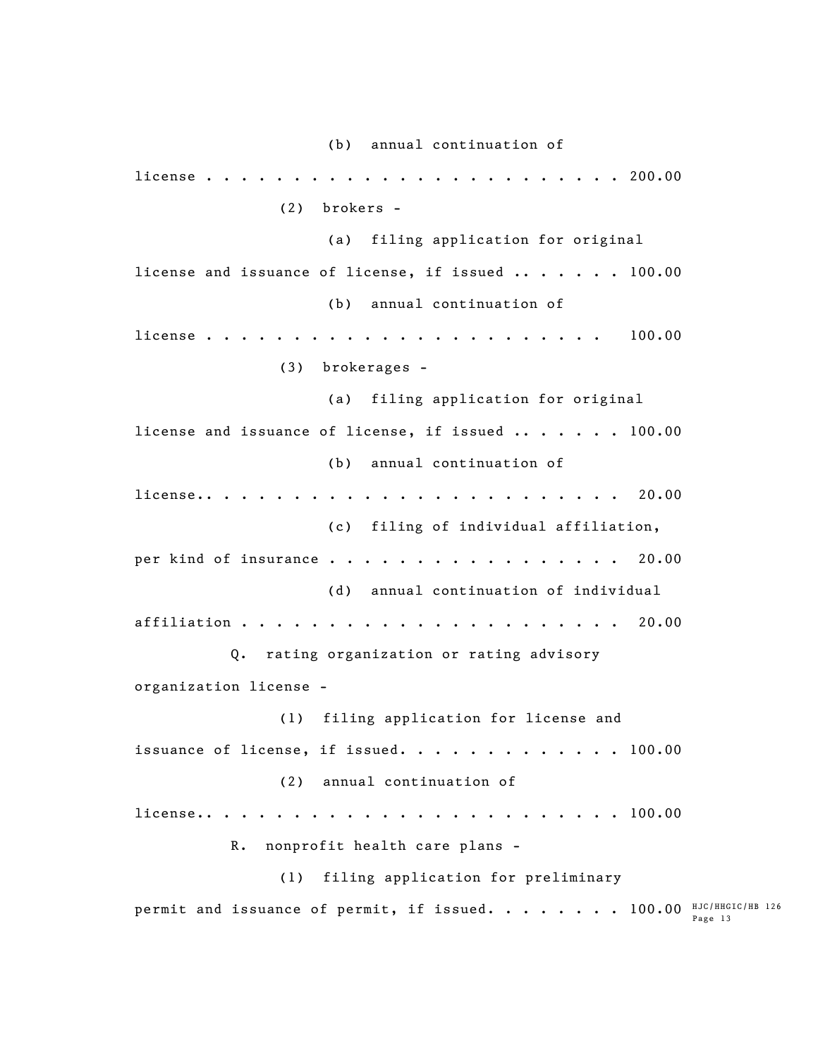(b) annual continuation of license . . . . . . . . . . . . . . . . . . . . . . . . 200.00

(2) brokers -

(a) filing application for original license and issuance of license, if issued .. . . . . . 100.00

(b) annual continuation of license . . . . . . . . . . . . . . . . . . . . . . . 100.00

(3) brokerages -

(a) filing application for original license and issuance of license, if issued .. . . . . . 100.00

(b) annual continuation of license.. . . . . . . . . . . . . . . . . . . . . . . . 20.00

(c) filing of individual affiliation, per kind of insurance . . . . . . . . . . . . . . . . . 20.00

(d) annual continuation of individual affiliation . . . . . . . . . . . . . . . . . . . . . . 20.00

Q. rating organization or rating advisory organization license -

(1) filing application for license and issuance of license, if issued. . . . . . . . . . . . . 100.00

(2) annual continuation of license.. . . . . . . . . . . . . . . . . . . . . . . . . 100.00

R. nonprofit health care plans -

(1) filing application for preliminary permit and issuance of permit, if issued. . . . . . . . 100.00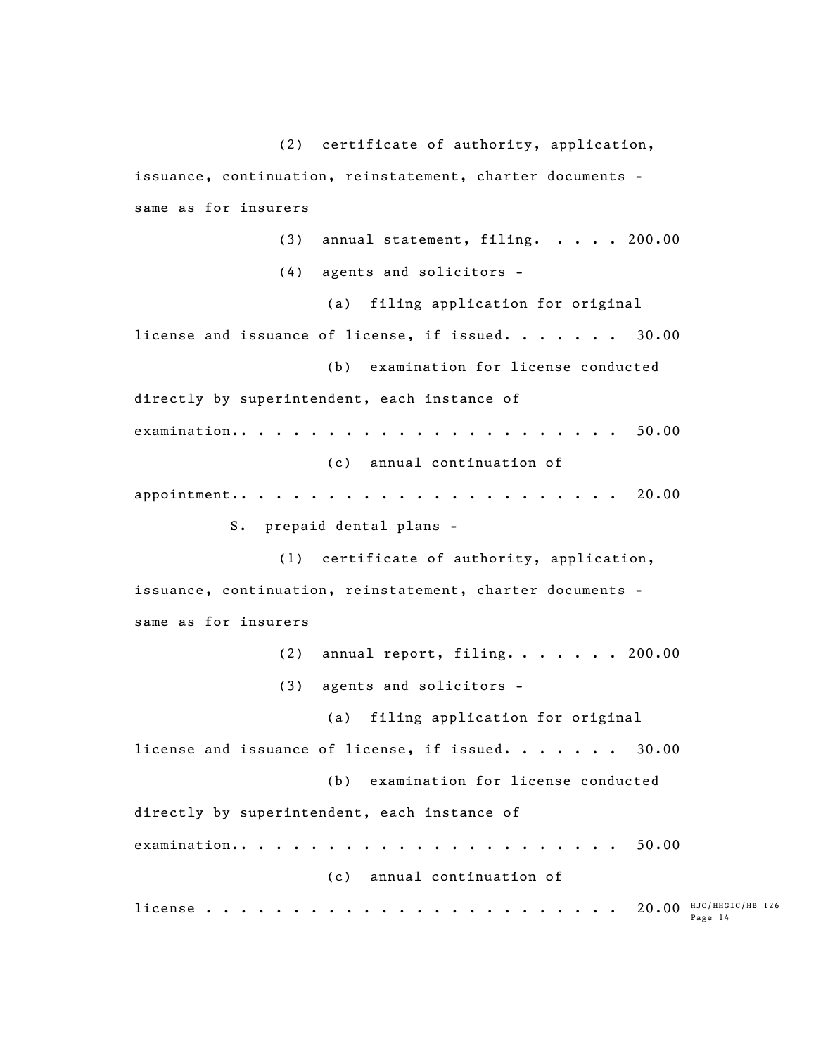(2) certificate of authority, application, issuance, continuation, reinstatement, charter documents - same as for insurers

(3) annual statement, filing. . . . . 200.00

(4) agents and solicitors -

(a) filing application for original license and issuance of license, if issued. . . . . . . 30.00

(b) examination for license conducted directly by superintendent, each instance of examination.. . . . . . . . . . . . . . . . . . . . . . 50.00

(c) annual continuation of appointment.. . . . . . . . . . . . . . . . . . . . . . 20.00

S. prepaid dental plans -

(1) certificate of authority, application, issuance, continuation, reinstatement, charter documents - same as for insurers

(2) annual report, filing. . . . . . . 200.00

(3) agents and solicitors -

(a) filing application for original license and issuance of license, if issued. . . . . . . 30.00

(b) examination for license conducted directly by superintendent, each instance of examination.. . . . . . . . . . . . . . . . . . . . . . 50.00

(c) annual continuation of license . . . . . . . . . . . . . . . . . . . . . . . 20.00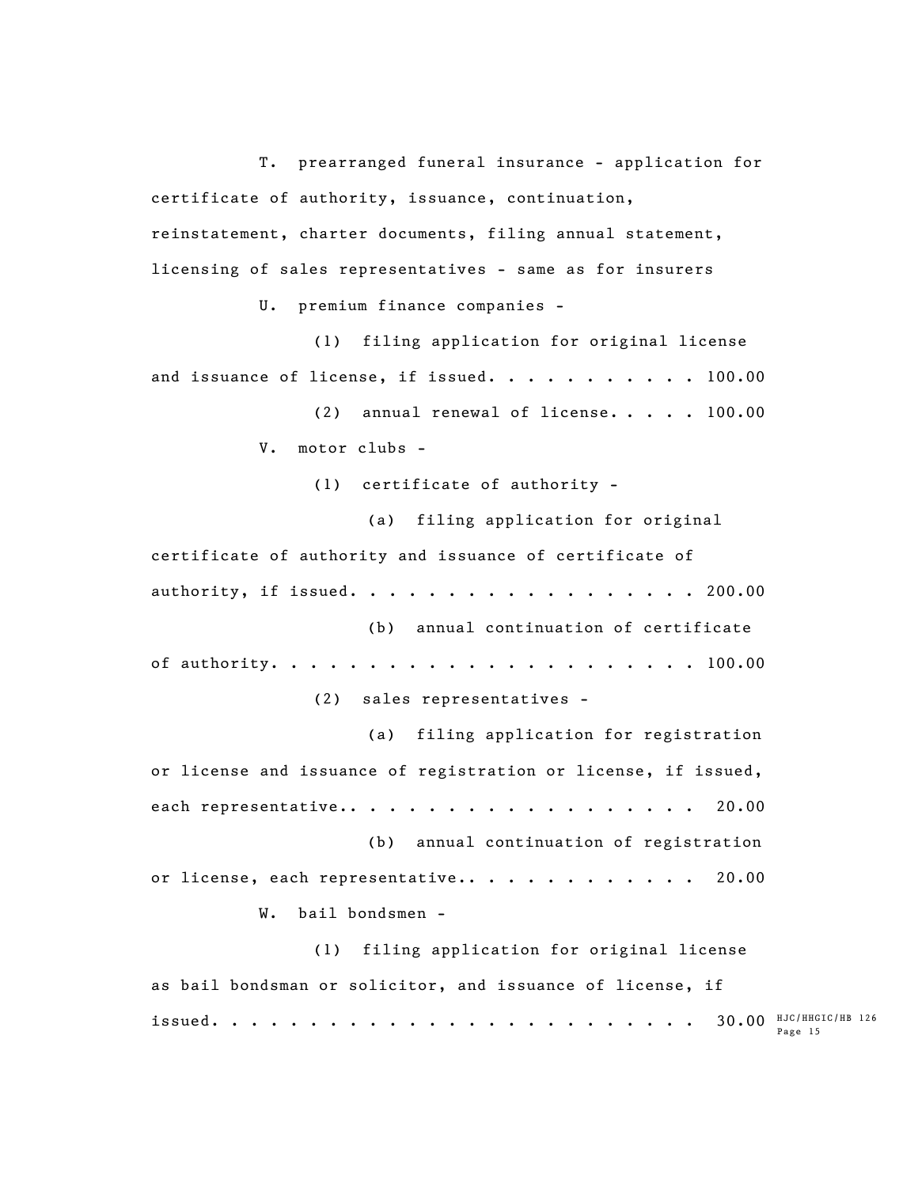T. prearranged funeral insurance - application for certificate of authority, issuance, continuation, reinstatement, charter documents, filing annual statement, licensing of sales representatives - same as for insurers

U. premium finance companies -

(1) filing application for original license and issuance of license, if issued. . . . . . . . . . . 100.00

(2) annual renewal of license. . . . . 100.00

V. motor clubs -

(1) certificate of authority -

(a) filing application for original certificate of authority and issuance of certificate of authority, if issued. . . . . . . . . . . . . . . . . . 200.00

(b) annual continuation of certificate of authority. . . . . . . . . . . . . . . . . . . . . . 100.00

(2) sales representatives -

(a) filing application for registration or license and issuance of registration or license, if issued, each representative.. . . . . . . . . . . . . . . . . 20.00

(b) annual continuation of registration or license, each representative.. . . . . . . . . . . . 20.00

W. bail bondsmen -

(1) filing application for original license as bail bondsman or solicitor, and issuance of license, if issued. . . . . . . . . . . . . . . . . . . . . . . . . 30.00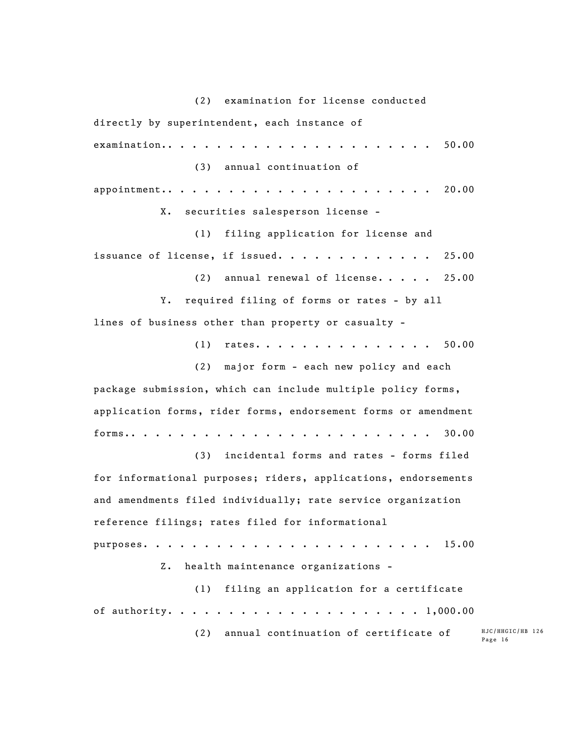(2) examination for license conducted directly by superintendent, each instance of examination.. . . . . . . . . . . . . . . . . . . . . . 50.00

(3) annual continuation of appointment.. . . . . . . . . . . . . . . . . . . . . . 20.00

X. securities salesperson license -

(1) filing application for license and issuance of license, if issued. . . . . . . . . . . . . 25.00

(2) annual renewal of license. . . . . 25.00

Y. required filing of forms or rates - by all lines of business other than property or casualty -

(1) rates. . . . . . . . . . . . . . . 50.00

(2) major form - each new policy and each package submission, which can include multiple policy forms, application forms, rider forms, endorsement forms or amendment forms.. . . . . . . . . . . . . . . . . . . . . . . 30.00

(3) incidental forms and rates - forms filed for informational purposes; riders, applications, endorsements and amendments filed individually; rate service organization reference filings; rates filed for informational purposes. . . . . . . . . . . . . . . . . . . . . . . 15.00

Z. health maintenance organizations -

(1) filing an application for a certificate of authority. . . . . . . . . . . . . . . . . . . . 1,000.00

(2) annual continuation of certificate of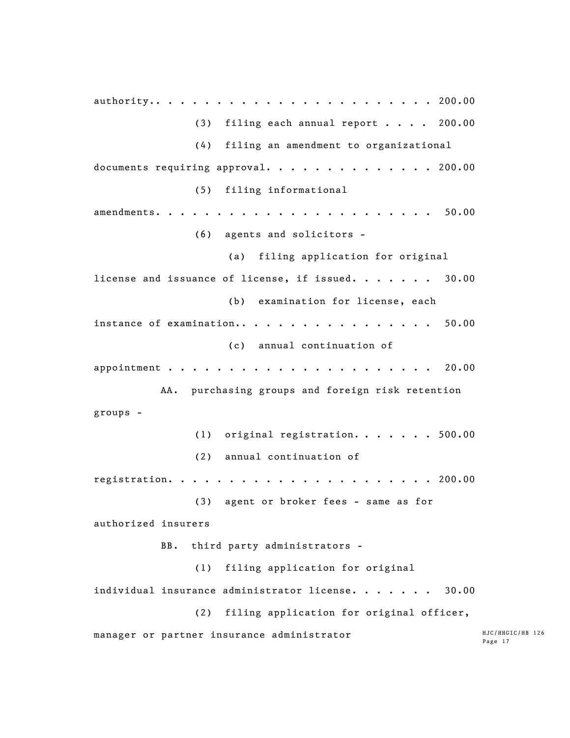authority.. . . . . . . . . . . . . . . . . . . . . . . 200.00

(3) filing each annual report . . . . 200.00

(4) filing an amendment to organizational documents requiring approval. . . . . . . . . . . . . . 200.00

(5) filing informational amendments. . . . . . . . . . . . . . . . . . . . . . 50.00

(6) agents and solicitors -

(a) filing application for original license and issuance of license, if issued. . . . . . . 30.00

(b) examination for license, each instance of examination.. . . . . . . . . . . . . . . . 50.00

(c) annual continuation of appointment . . . . . . . . . . . . . . . . . . . . . . 20.00

AA. purchasing groups and foreign risk retention groups -

(1) original registration. . . . . . . 500.00

(2) annual continuation of registration. . . . . . . . . . . . . . . . . . . . . . 200.00

(3) agent or broker fees - same as for authorized insurers

BB. third party administrators -

(1) filing application for original individual insurance administrator license. . . . . . . 30.00

(2) filing application for original officer, manager or partner insurance administrator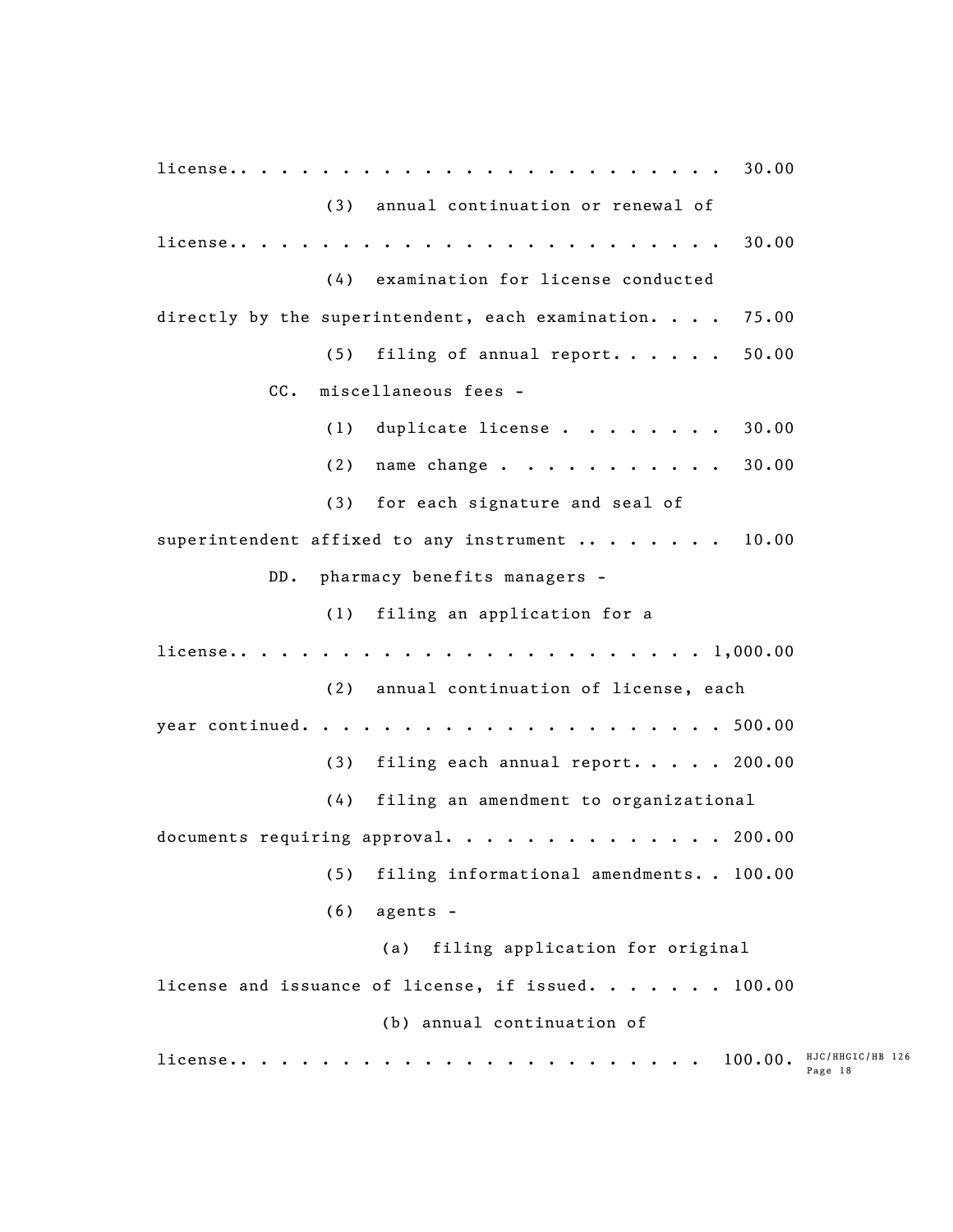license.. . . . . . . . . . . . . . . . . . . . . . . 30.00

(3) annual continuation or renewal of license.. . . . . . . . . . . . . . . . . . . . . . . 30.00

(4) examination for license conducted directly by the superintendent, each examination. . . . 75.00

(5) filing of annual report. . . . . . 50.00

CC. miscellaneous fees -

(1) duplicate license . . . . . . . . 30.00

(2) name change . . . . . . . . . . . 30.00

(3) for each signature and seal of superintendent affixed to any instrument .. . . . . . . 10.00

DD. pharmacy benefits managers -

(1) filing an application for a license.. . . . . . . . . . . . . . . . . . . . . . . 1,000.00

(2) annual continuation of license, each year continued. . . . . . . . . . . . . . . . . . . . . 500.00

(3) filing each annual report. . . . . 200.00

(4) filing an amendment to organizational documents requiring approval. . . . . . . . . . . . . . 200.00

(5) filing informational amendments. . 100.00

(6) agents -

(a) filing application for original license and issuance of license, if issued. . . . . . . 100.00

(b) annual continuation of license.. . . . . . . . . . . . . . . . . . . . . . . 100.00.

HJC/HHGIC/HB 126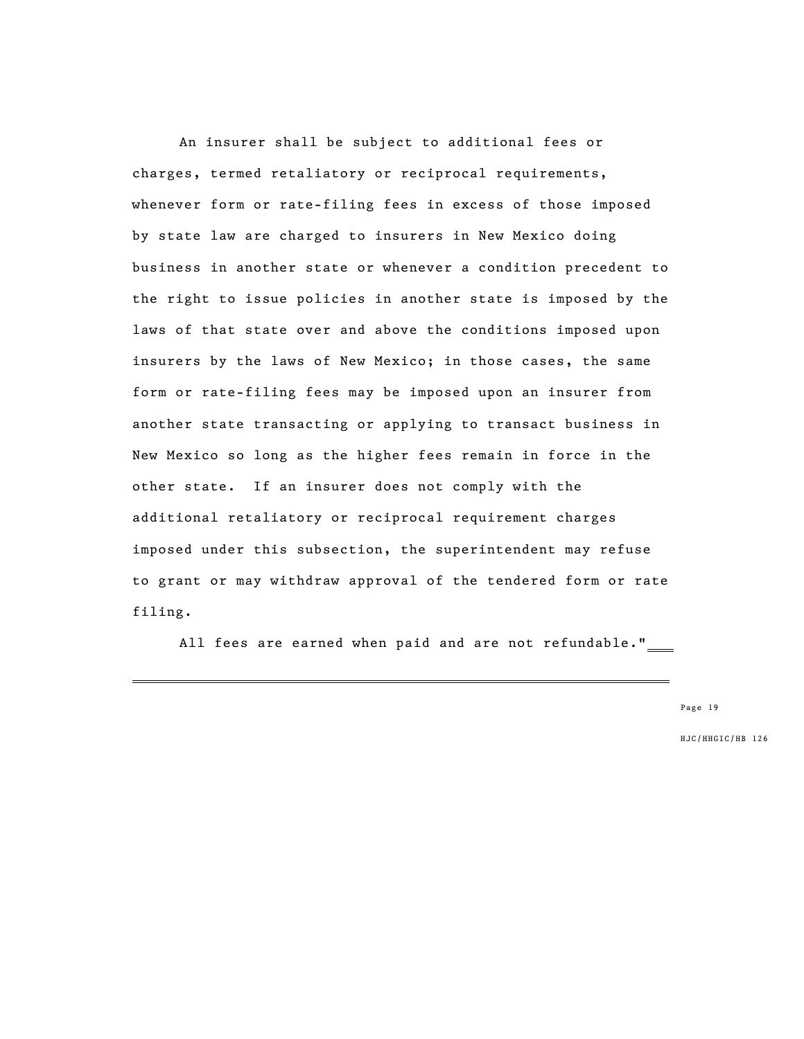An insurer shall be subject to additional fees or charges, termed retaliatory or reciprocal requirements, whenever form or rate-filing fees in excess of those imposed by state law are charged to insurers in New Mexico doing business in another state or whenever a condition precedent to the right to issue policies in another state is imposed by the laws of that state over and above the conditions imposed upon insurers by the laws of New Mexico; in those cases, the same form or rate-filing fees may be imposed upon an insurer from another state transacting or applying to transact business in New Mexico so long as the higher fees remain in force in the other state. If an insurer does not comply with the additional retaliatory or reciprocal requirement charges imposed under this subsection, the superintendent may refuse to grant or may withdraw approval of the tendered form or rate filing.

All fees are earned when paid and are not refundable."

HJC/HHGIC/HB 126